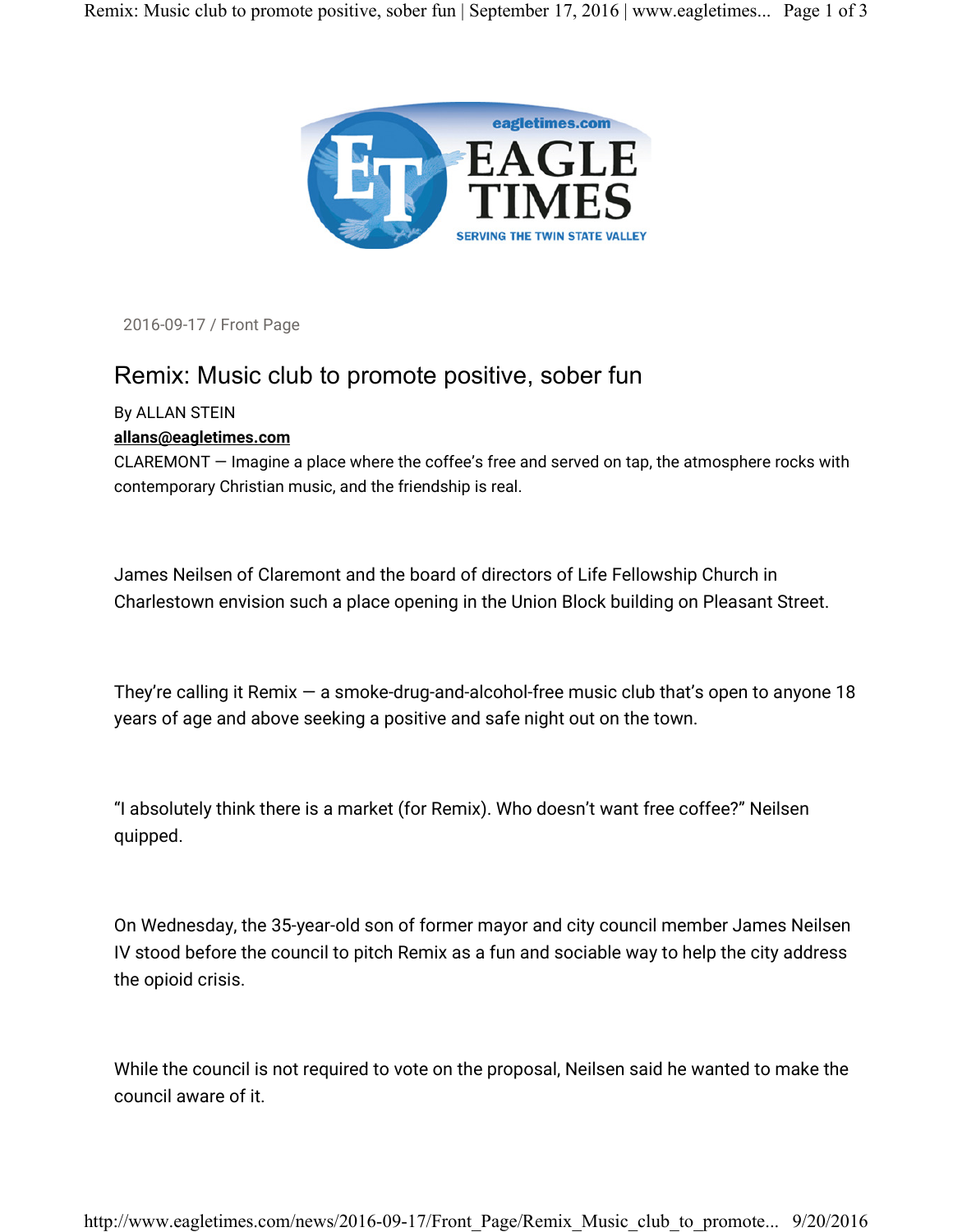EAGLE TIMES

eagletimes.com

SERVING THE TWIN STATE VALLEY

2016-09-17 / Front Page

# Remix: Music club to promote positive, sober fun

By ALLAN STEIN

**allans@eagletimes.com**

CLAREMONT — Imagine a place where the coffee's free and served on tap, the atmosphere rocks with contemporary Christian music, and the friendship is real.

James Neilsen of Claremont and the board of directors of Life Fellowship Church in Charlestown envision such a place opening in the Union Block building on Pleasant Street.

They're calling it Remix — a smoke-drug-and-alcohol-free music club that's open to anyone 18 years of age and above seeking a positive and safe night out on the town.

"I absolutely think there is a market (for Remix). Who doesn't want free coffee?" Neilsen quipped.

On Wednesday, the 35-year-old son of former mayor and city council member James Neilsen IV stood before the council to pitch Remix as a fun and sociable way to help the city address the opioid crisis.

While the council is not required to vote on the proposal, Neilsen said he wanted to make the council aware of it.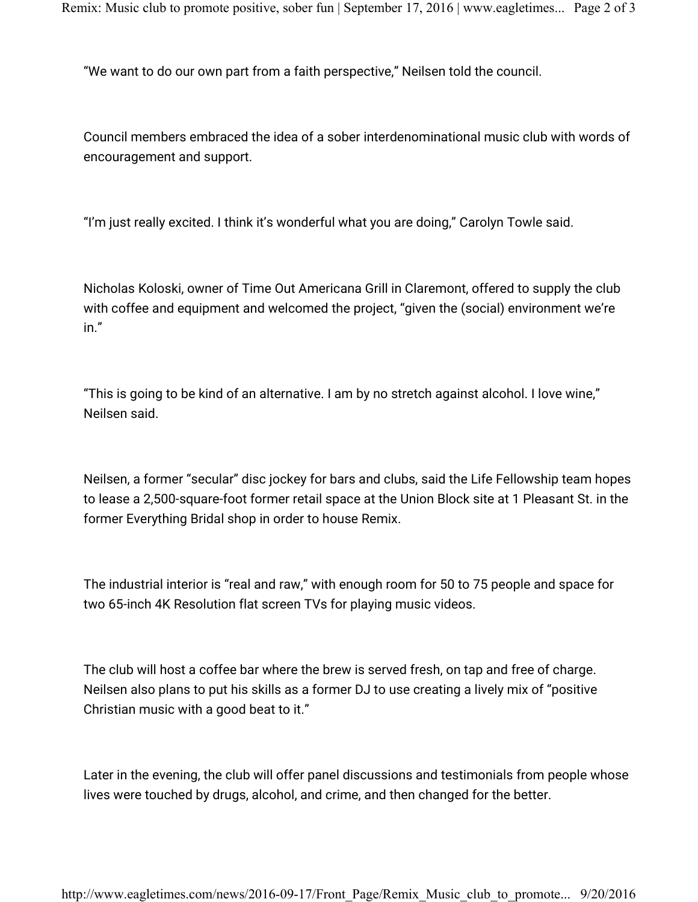“We want to do our own part from a faith perspective,” Neilsen told the council.

Council members embraced the idea of a sober interdenominational music club with words of encouragement and support.

“I’m just really excited. I think it’s wonderful what you are doing,” Carolyn Towle said.

Nicholas Koloski, owner of Time Out Americana Grill in Claremont, offered to supply the club with coffee and equipment and welcomed the project, “given the (social) environment we’re in.”

“This is going to be kind of an alternative. I am by no stretch against alcohol. I love wine,” Neilsen said.

Neilsen, a former “secular” disc jockey for bars and clubs, said the Life Fellowship team hopes to lease a 2,500-square-foot former retail space at the Union Block site at 1 Pleasant St. in the former Everything Bridal shop in order to house Remix.

The industrial interior is “real and raw,” with enough room for 50 to 75 people and space for two 65-inch 4K Resolution flat screen TVs for playing music videos.

The club will host a coffee bar where the brew is served fresh, on tap and free of charge. Neilsen also plans to put his skills as a former DJ to use creating a lively mix of “positive Christian music with a good beat to it.”

Later in the evening, the club will offer panel discussions and testimonials from people whose lives were touched by drugs, alcohol, and crime, and then changed for the better.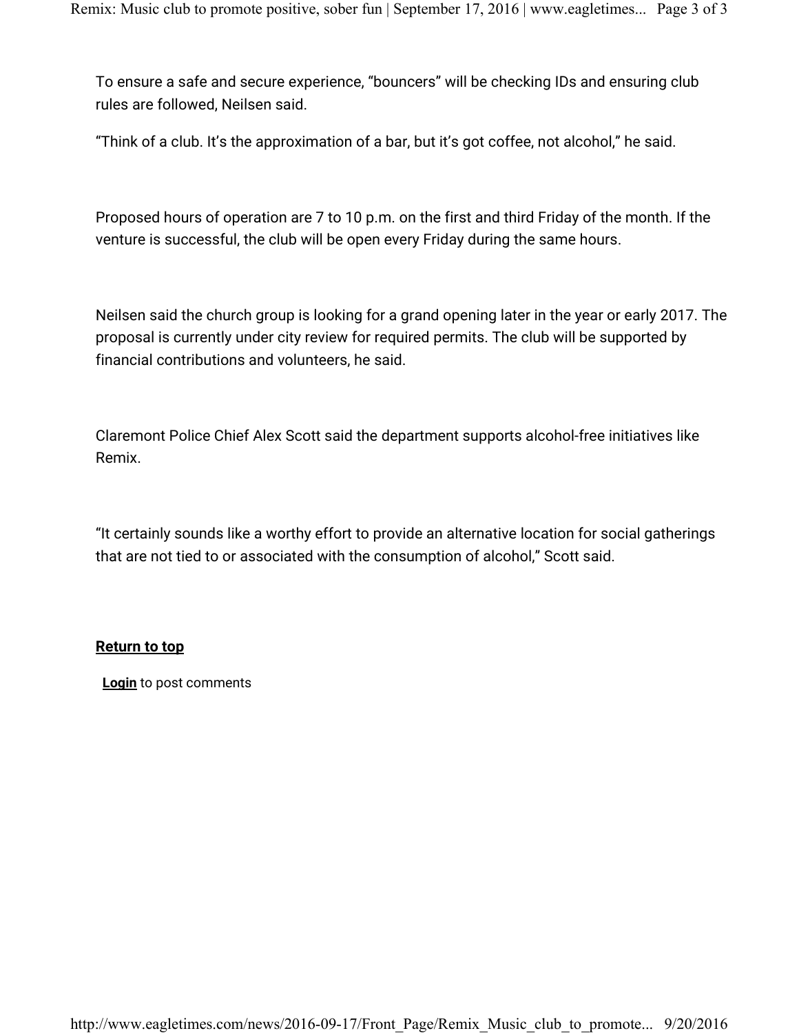To ensure a safe and secure experience, "bouncers" will be checking IDs and ensuring club rules are followed, Neilsen said.

"Think of a club. It's the approximation of a bar, but it's got coffee, not alcohol," he said.

Proposed hours of operation are 7 to 10 p.m. on the first and third Friday of the month. If the venture is successful, the club will be open every Friday during the same hours.

Neilsen said the church group is looking for a grand opening later in the year or early 2017. The proposal is currently under city review for required permits. The club will be supported by financial contributions and volunteers, he said.

Claremont Police Chief Alex Scott said the department supports alcohol-free initiatives like Remix.

"It certainly sounds like a worthy effort to provide an alternative location for social gatherings that are not tied to or associated with the consumption of alcohol," Scott said.

**Return to top**

**Login** to post comments